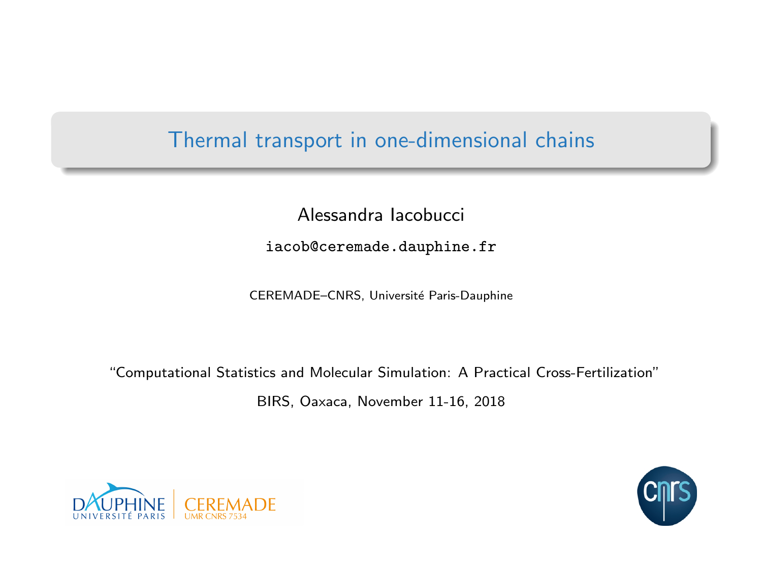# Thermal transport in one-dimensional chains

Alessandra Iacobucci

iacob@ceremade.dauphine.fr

CEREMADE–CNRS, Université Paris-Dauphine

"Computational Statistics and Molecular Simulation: A Practical Cross-Fertilization"

BIRS, Oaxaca, November 11-16, 2018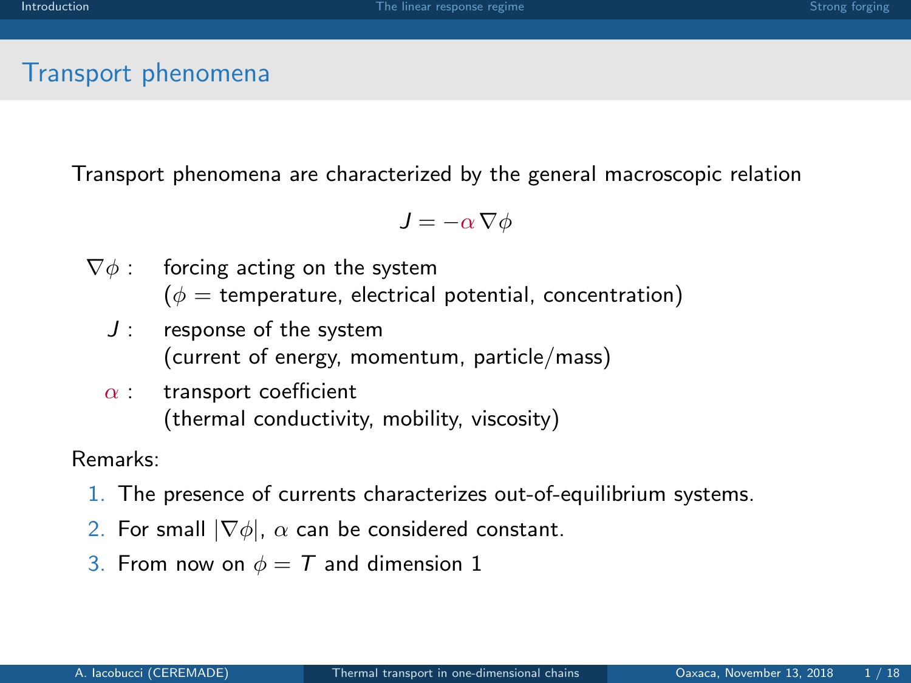# Transport phenomena

Transport phenomena are characterized by the general macroscopic relation

$$J = -\alpha \nabla \phi$$

- $\nabla \phi$ : forcing acting on the system ($\phi$ = temperature, electrical potential, concentration)
- $J$ : response of the system (current of energy, momentum, particle/mass)
- $\alpha$ : transport coefficient (thermal conductivity, mobility, viscosity)

Remarks:

1. The presence of currents characterizes out-of-equilibrium systems.
2. For small $|\nabla \phi|$, $\alpha$ can be considered constant.
3. From now on $\phi = T$ and dimension 1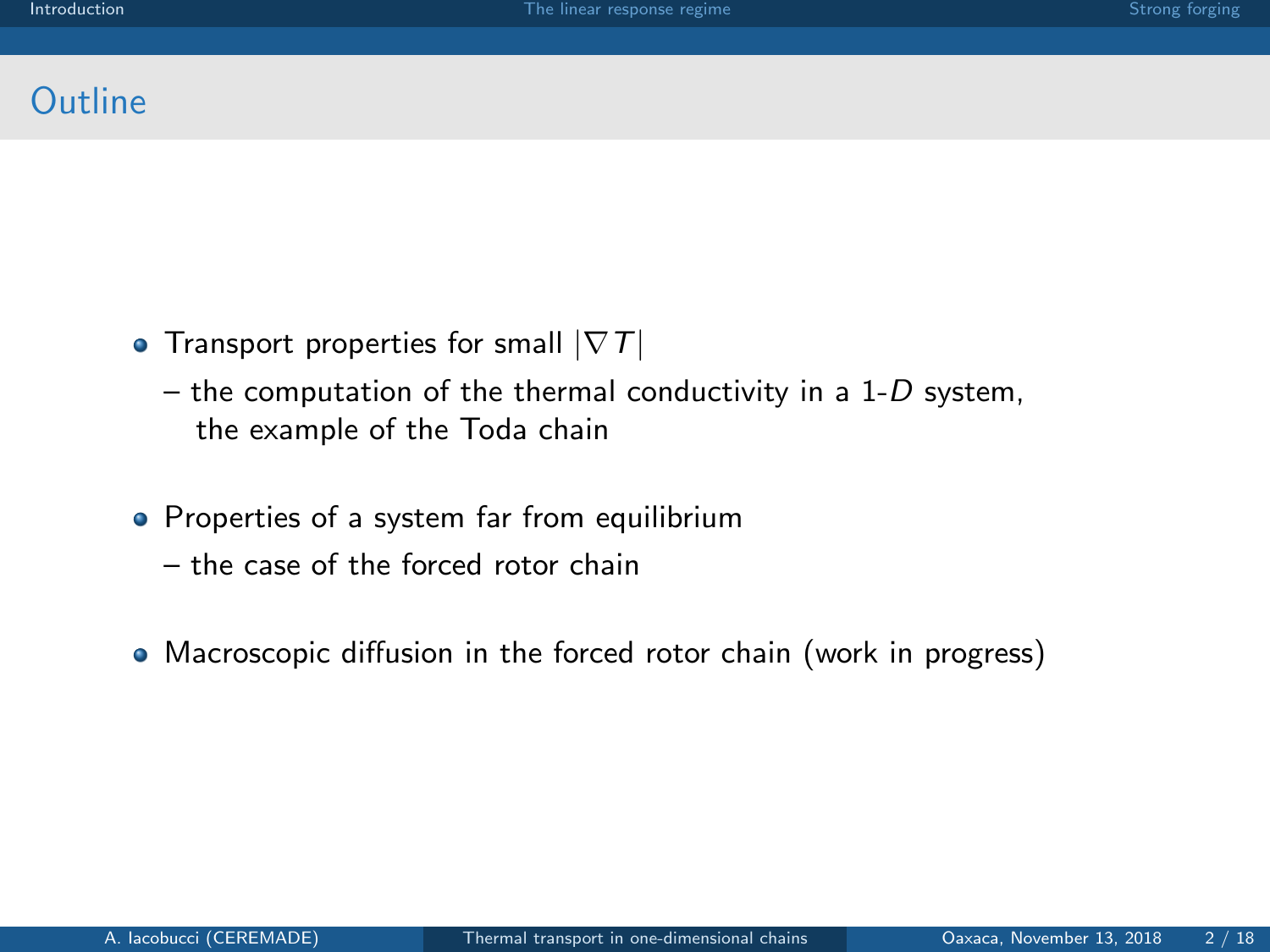# Outline

- Transport properties for small $|\nabla T|$
  - the computation of the thermal conductivity in a 1-$D$ system, the example of the Toda chain
- Properties of a system far from equilibrium
  - the case of the forced rotor chain
- Macroscopic diffusion in the forced rotor chain (work in progress)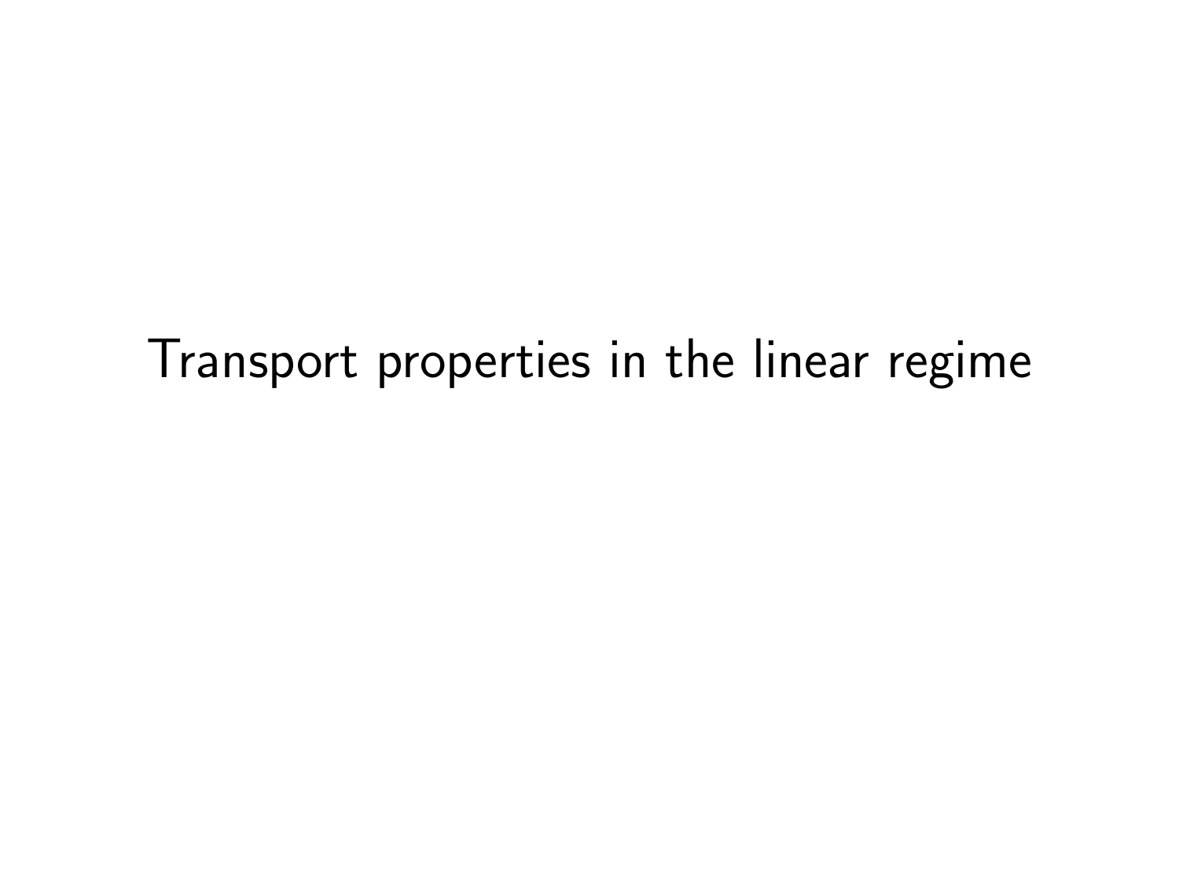# Transport properties in the linear regime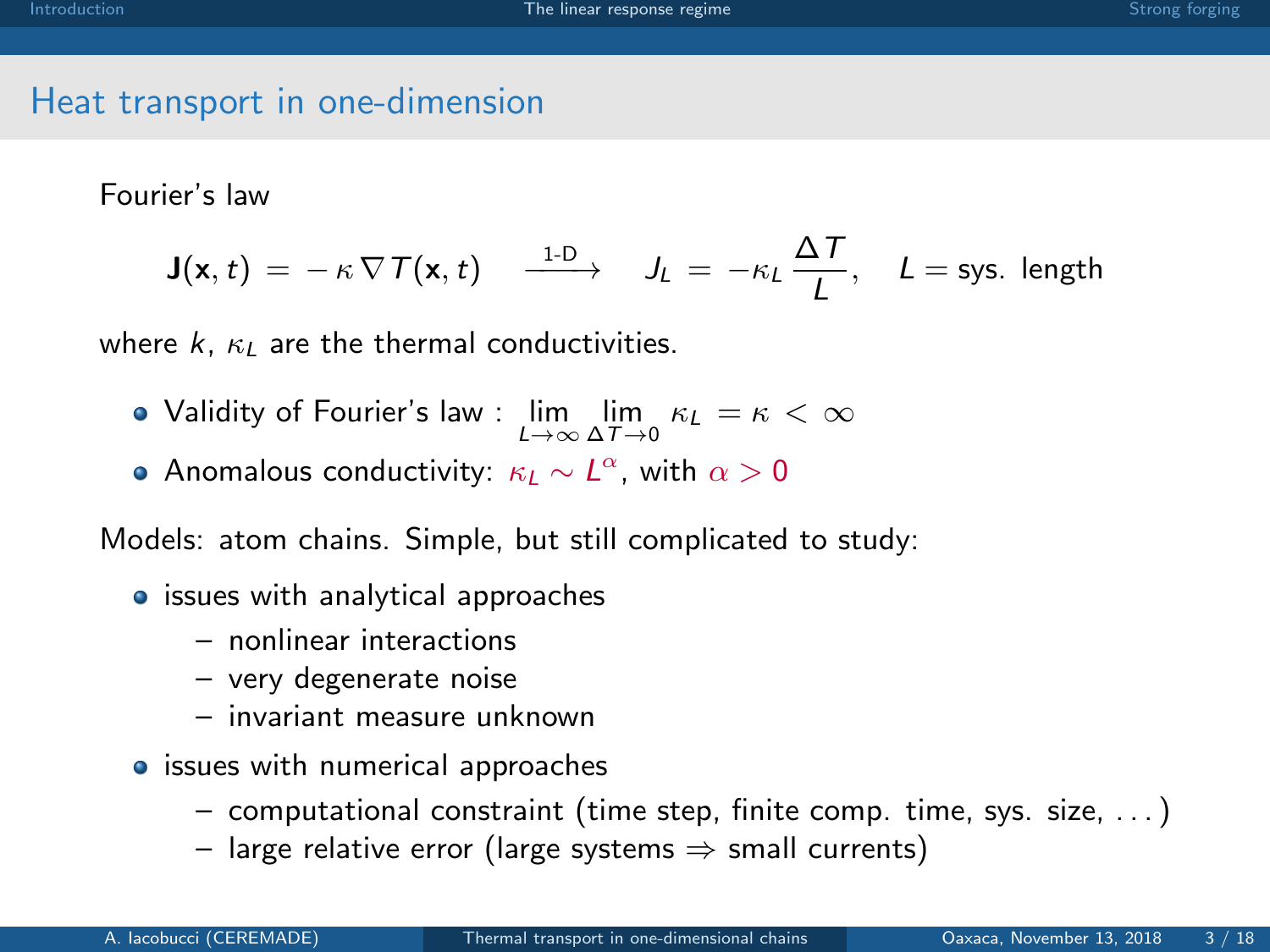## Heat transport in one-dimension

Fourier's law

$$\mathbf{J}(\mathbf{x},t) = -\kappa \nabla T(\mathbf{x},t) \quad \xrightarrow{\text{1-D}} \quad J_L = -\kappa_L \frac{\Delta T}{L}, \quad L = \text{sys. length}$$

where $k$, $\kappa_L$ are the thermal conductivities.

- Validity of Fourier's law : $\lim\limits_{L\to\infty} \lim\limits_{\Delta T \to 0} \kappa_L = \kappa < \infty$
- Anomalous conductivity: $\kappa_L \sim L^{\alpha}$, with $\alpha > 0$

Models: atom chains. Simple, but still complicated to study:

- issues with analytical approaches
  - nonlinear interactions
  - very degenerate noise
  - invariant measure unknown
- issues with numerical approaches
  - computational constraint (time step, finite comp. time, sys. size, ...)
  - large relative error (large systems ⇒ small currents)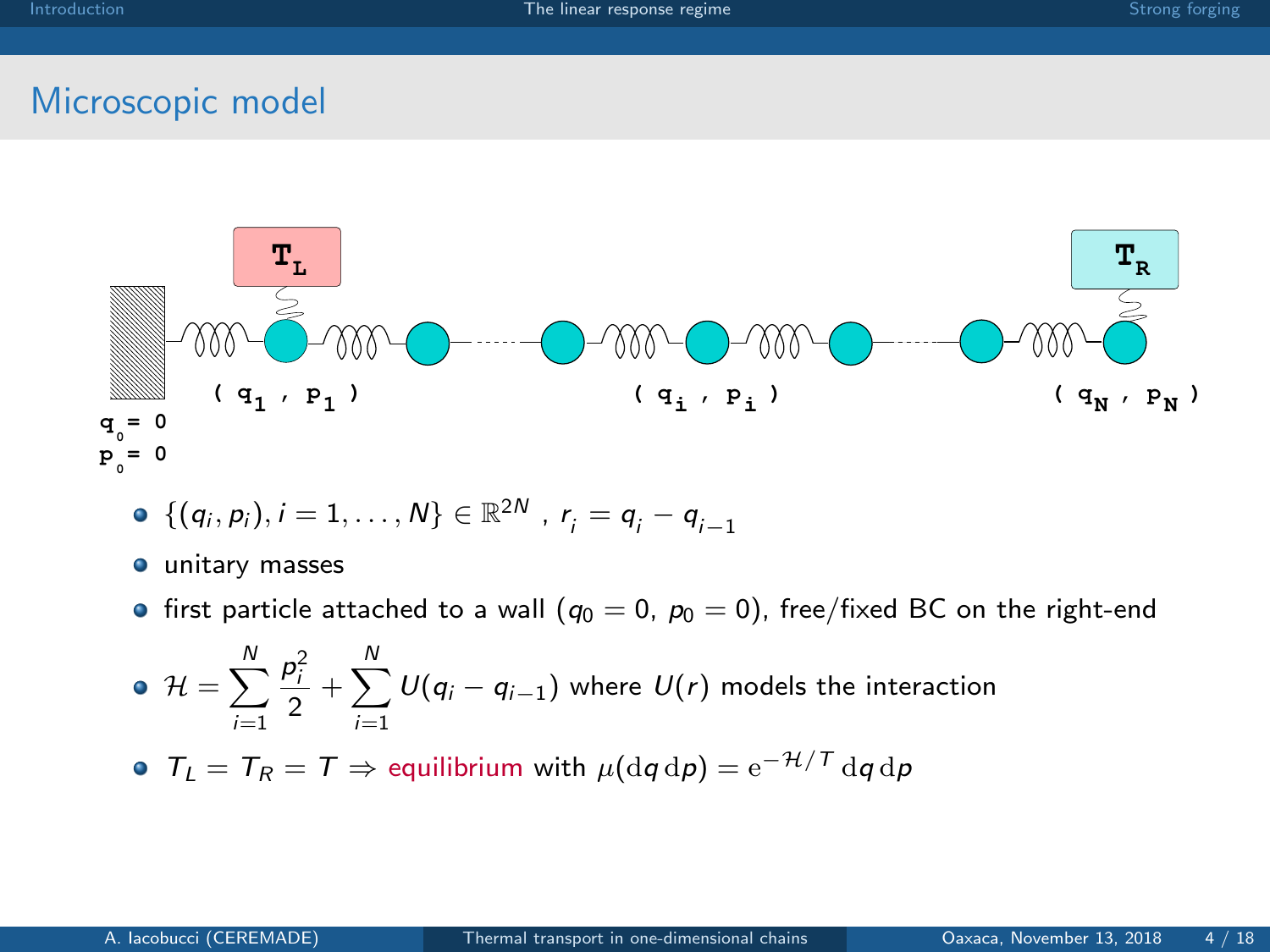## Microscopic model

$T_L$ $T_R$

$q_0 = 0$
$p_0 = 0$

$(q_1, p_1)$ $(q_i, p_i)$ $(q_N, p_N)$

- $\{(q_i, p_i), i = 1, \ldots, N\} \in \mathbb{R}^{2N}$ , $r_i = q_i - q_{i-1}$
- unitary masses
- first particle attached to a wall ($q_0 = 0$, $p_0 = 0$), free/fixed BC on the right-end
- $\mathcal{H} = \sum_{i=1}^{N} \frac{p_i^2}{2} + \sum_{i=1}^{N} U(q_i - q_{i-1})$ where $U(r)$ models the interaction
- $T_L = T_R = T \Rightarrow$ equilibrium with $\mu(\mathrm{d}\boldsymbol{q}\,\mathrm{d}\boldsymbol{p}) = \mathrm{e}^{-\mathcal{H}/T}\,\mathrm{d}\boldsymbol{q}\,\mathrm{d}\boldsymbol{p}$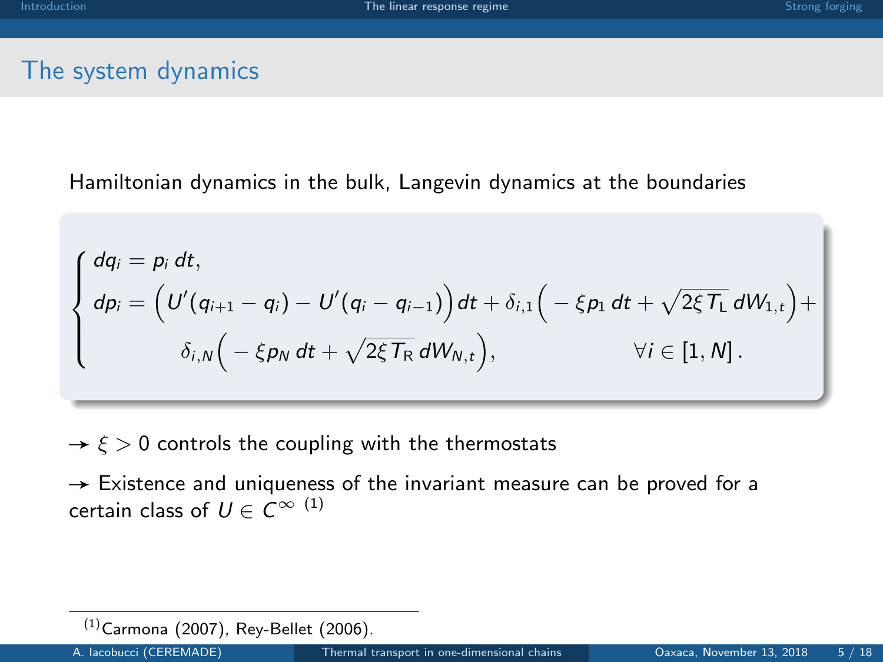## The system dynamics

Hamiltonian dynamics in the bulk, Langevin dynamics at the boundaries

$$
\begin{cases}
dq_i = p_i \, dt, \\
dp_i = \Big( U'(q_{i+1} - q_i) - U'(q_i - q_{i-1}) \Big) dt + \delta_{i,1} \Big( -\xi p_1 \, dt + \sqrt{2\xi T_{\mathrm{L}}} \, dW_{1,t} \Big) + \\
\qquad \delta_{i,N} \Big( -\xi p_N \, dt + \sqrt{2\xi T_{\mathrm{R}}} \, dW_{N,t} \Big), \qquad \forall i \in [1, N] \, .
\end{cases}
$$

→ $\xi > 0$ controls the coupling with the thermostats

→ Existence and uniqueness of the invariant measure can be proved for a certain class of $U \in C^\infty$ [1]

[1] Carmona (2007), Rey-Bellet (2006).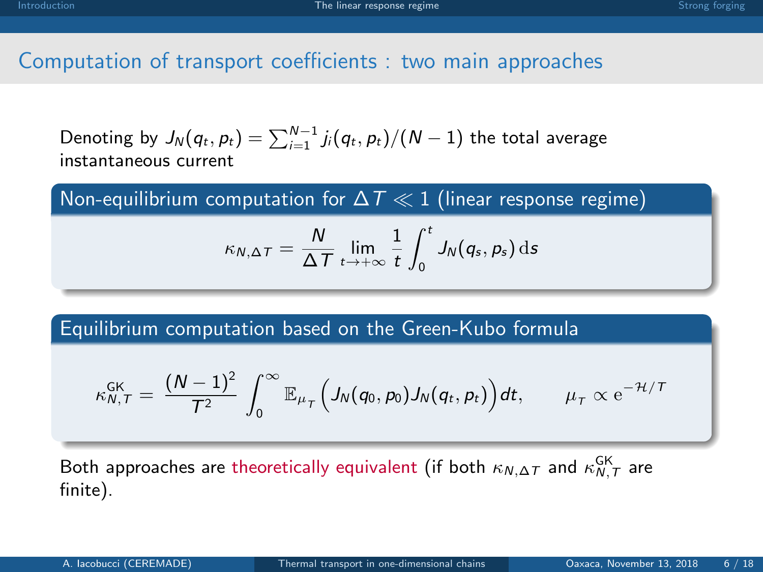## Computation of transport coefficients : two main approaches

Denoting by $J_N(q_t, p_t) = \sum_{i=1}^{N-1} j_i(q_t, p_t)/(N-1)$ the total average instantaneous current

### Non-equilibrium computation for $\Delta T \ll 1$ (linear response regime)

$$\kappa_{N,\Delta T} = \frac{N}{\Delta T} \lim_{t \to +\infty} \frac{1}{t} \int_0^t J_N(q_s, p_s) \, \mathrm{d}s$$

### Equilibrium computation based on the Green-Kubo formula

$$\kappa_{N,T}^{\mathrm{GK}} = \frac{(N-1)^2}{T^2} \int_0^\infty \mathbb{E}_{\mu_T} \Big( J_N(q_0, p_0) J_N(q_t, p_t) \Big) dt, \qquad \mu_T \propto \mathrm{e}^{-\mathcal{H}/T}$$

Both approaches are theoretically equivalent (if both $\kappa_{N,\Delta T}$ and $\kappa_{N,T}^{\mathrm{GK}}$ are finite).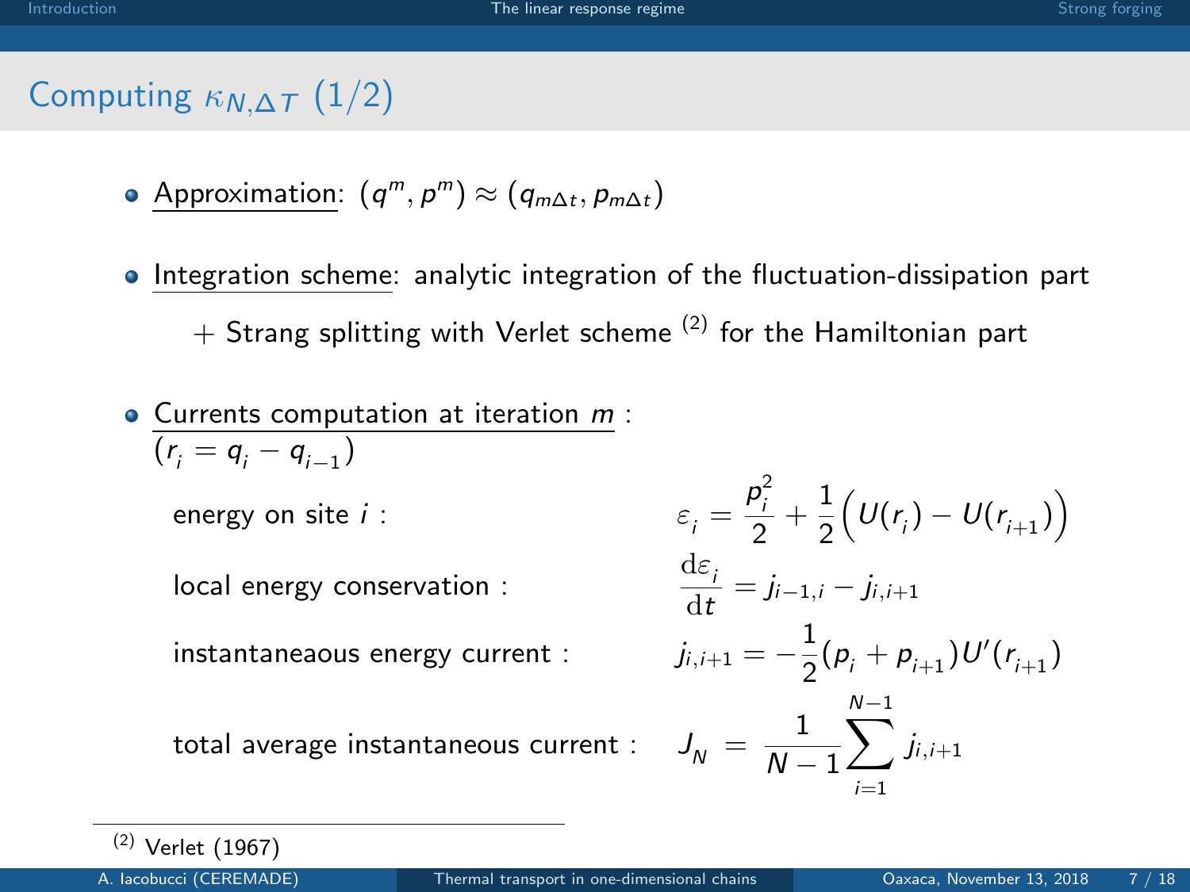## Computing $\kappa_{N,\Delta T}$ (1/2)

- Approximation: $(q^m, p^m) \approx (q_{m\Delta t}, p_{m\Delta t})$

- Integration scheme: analytic integration of the fluctuation-dissipation part

  + Strang splitting with Verlet scheme [2] for the Hamiltonian part

- Currents computation at iteration $m$ : $(r_i = q_i - q_{i-1})$

  energy on site $i$ : $\varepsilon_i = \frac{p_i^2}{2} + \frac{1}{2}\Big(U(r_i) - U(r_{i+1})\Big)$

  local energy conservation : $\frac{\mathrm{d}\varepsilon_i}{\mathrm{d}t} = j_{i-1,i} - j_{i,i+1}$

  instantaneaous energy current : $j_{i,i+1} = -\frac{1}{2}(p_i + p_{i+1})U'(r_{i+1})$

  total average instantaneous current : $J_N = \frac{1}{N-1}\sum_{i=1}^{N-1} j_{i,i+1}$

[2] Verlet (1967)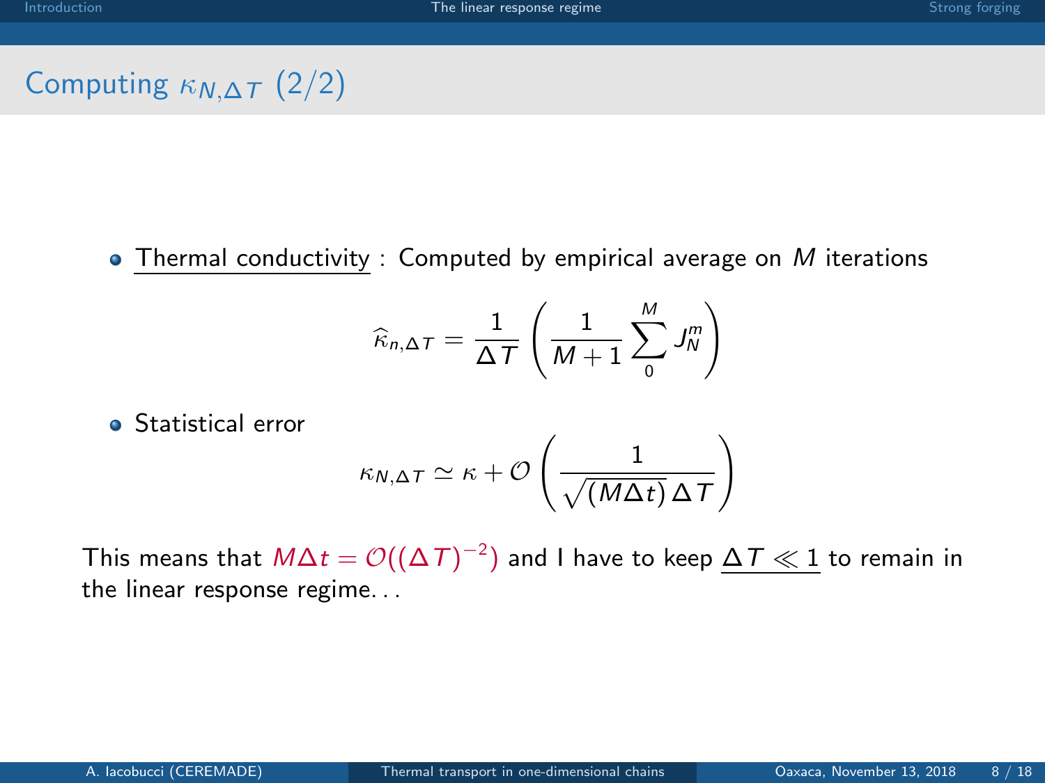## Computing $\kappa_{N,\Delta T}$ (2/2)

- Thermal conductivity : Computed by empirical average on $M$ iterations

$$\widehat{\kappa}_{n,\Delta T} = \frac{1}{\Delta T}\left(\frac{1}{M+1}\sum_{0}^{M} J_N^m\right)$$

- Statistical error

$$\kappa_{N,\Delta T} \simeq \kappa + \mathcal{O}\left(\frac{1}{\sqrt{(M\Delta t)}\,\Delta T}\right)$$

This means that $M\Delta t = \mathcal{O}((\Delta T)^{-2})$ and I have to keep $\Delta T \ll 1$ to remain in the linear response regime...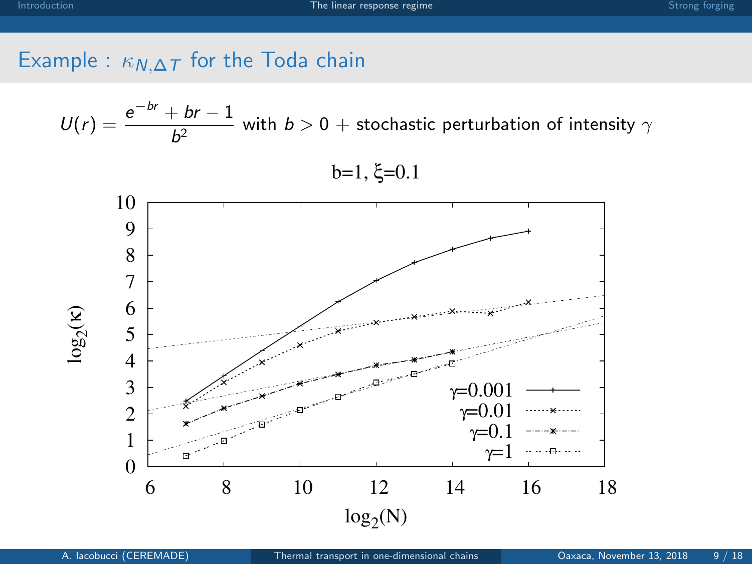## Example : $\kappa_{N,\Delta T}$ for the Toda chain

$$U(r) = \frac{e^{-br} + br - 1}{b^2}$$ with $b > 0$ + stochastic perturbation of intensity $\gamma$

b=1, ξ=0.1

$\log_2(\kappa)$

10
9
8
7
6
5
4
3
2
1
0

6 8 10 12 14 16 18

$\log_2(N)$

γ=0.001
γ=0.01
γ=0.1
γ=1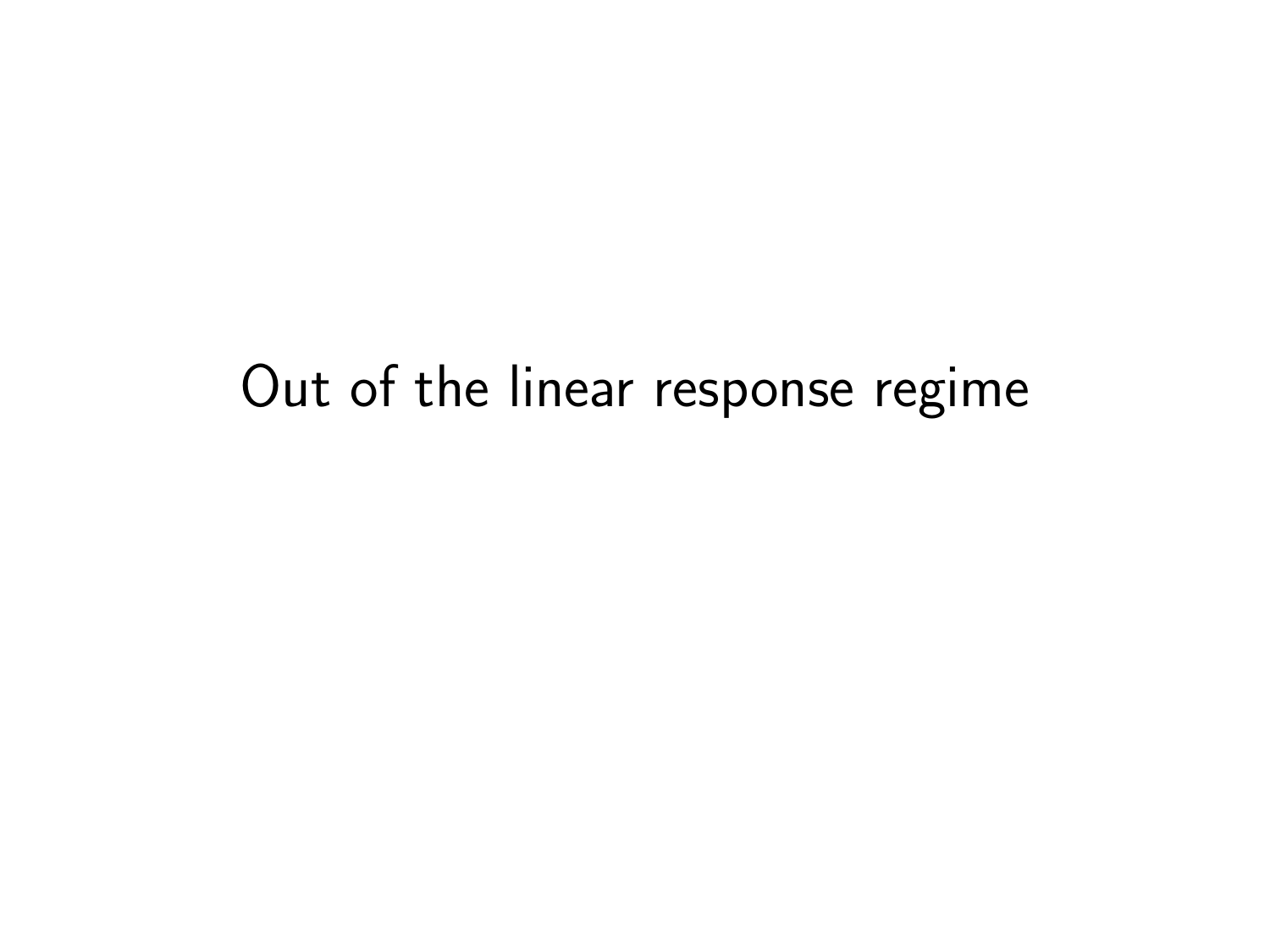# Out of the linear response regime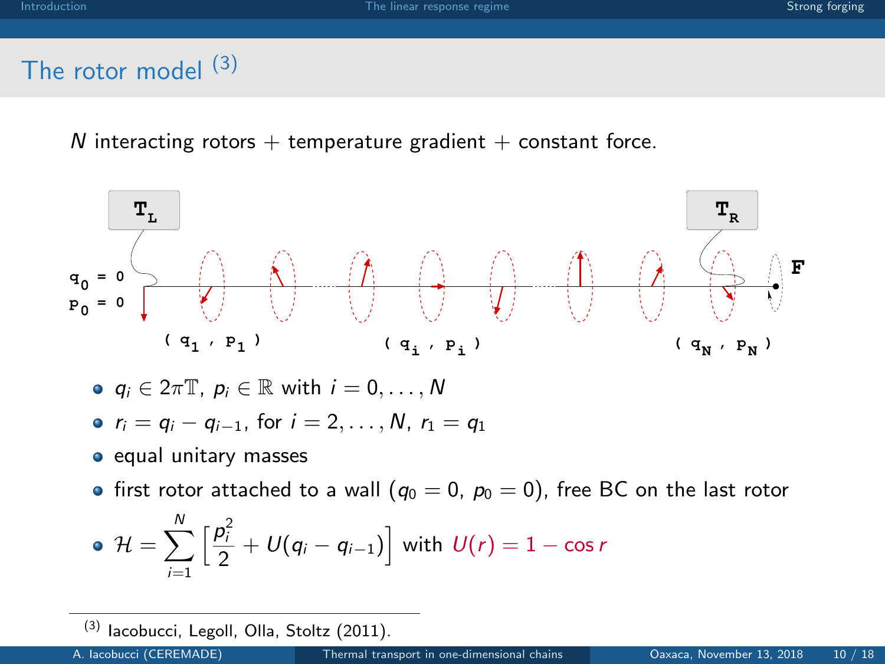# The rotor model [3]

$N$ interacting rotors + temperature gradient + constant force.

$T_L$

$T_R$

$q_0 = 0$

$p_0 = 0$

$F$

$(q_1, p_1)$

$(q_i, p_i)$

$(q_N, p_N)$

- $q_i \in 2\pi\mathbb{T}$, $p_i \in \mathbb{R}$ with $i = 0, \ldots, N$
- $r_i = q_i - q_{i-1}$, for $i = 2, \ldots, N$, $r_1 = q_1$
- equal unitary masses
- first rotor attached to a wall ($q_0 = 0$, $p_0 = 0$), free BC on the last rotor
- $\mathcal{H} = \sum_{i=1}^{N} \left[ \frac{p_i^2}{2} + U(q_i - q_{i-1}) \right]$ with $U(r) = 1 - \cos r$

[3] Iacobucci, Legoll, Olla, Stoltz (2011).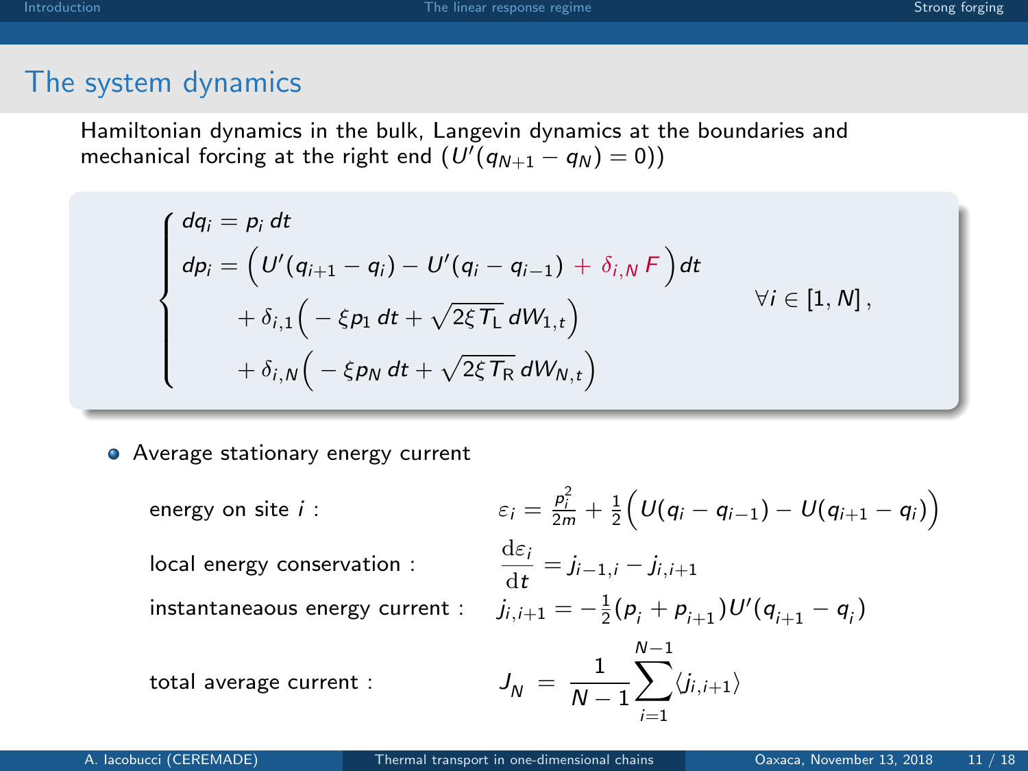## The system dynamics

Hamiltonian dynamics in the bulk, Langevin dynamics at the boundaries and mechanical forcing at the right end ($U'(q_{N+1} - q_N) = 0$))

$$
\begin{cases}
dq_i = p_i \, dt \\
dp_i = \Big( U'(q_{i+1} - q_i) - U'(q_i - q_{i-1}) + \delta_{i,N} \, F \Big) dt \\
\qquad + \delta_{i,1} \Big( -\xi p_1 \, dt + \sqrt{2\xi T_{\mathrm{L}}} \, dW_{1,t} \Big) \\
\qquad + \delta_{i,N} \Big( -\xi p_N \, dt + \sqrt{2\xi T_{\mathrm{R}}} \, dW_{N,t} \Big)
\end{cases}
\qquad \forall i \in [1, N] \, ,
$$

- Average stationary energy current

energy on site $i$ : $\varepsilon_i = \frac{p_i^2}{2m} + \frac{1}{2}\Big( U(q_i - q_{i-1}) - U(q_{i+1} - q_i) \Big)$

local energy conservation : $\dfrac{\mathrm{d}\varepsilon_i}{\mathrm{d}t} = j_{i-1,i} - j_{i,i+1}$

instantaneous energy current : $j_{i,i+1} = -\frac{1}{2}(p_i + p_{i+1}) U'(q_{i+1} - q_i)$

total average current : $J_N = \dfrac{1}{N-1} \displaystyle\sum_{i=1}^{N-1} \langle j_{i,i+1} \rangle$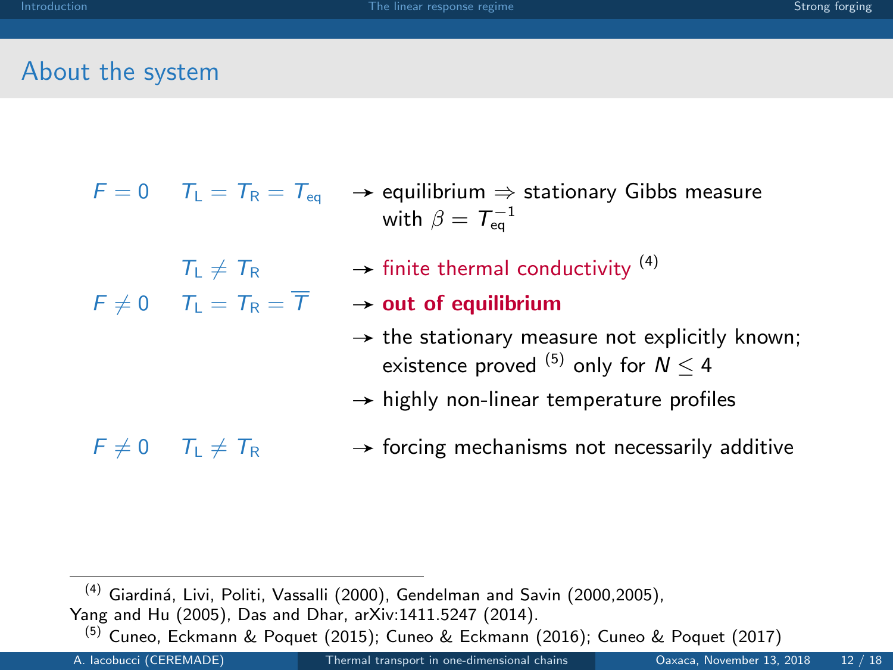## About the system

$F = 0 \quad T_\text{L} = T_\text{R} = T_\text{eq}$ → equilibrium ⇒ stationary Gibbs measure with $\beta = T_\text{eq}^{-1}$

$T_\text{L} \neq T_\text{R}$ → finite thermal conductivity [4]

$F \neq 0 \quad T_\text{L} = T_\text{R} = \overline{T}$ → **out of equilibrium**

→ the stationary measure not explicitly known; existence proved [5] only for $N \leq 4$

→ highly non-linear temperature profiles

$F \neq 0 \quad T_\text{L} \neq T_\text{R}$ → forcing mechanisms not necessarily additive

---

[4] Giardiná, Livi, Politi, Vassalli (2000), Gendelman and Savin (2000,2005), Yang and Hu (2005), Das and Dhar, arXiv:1411.5247 (2014).

[5] Cuneo, Eckmann & Poquet (2015); Cuneo & Eckmann (2016); Cuneo & Poquet (2017)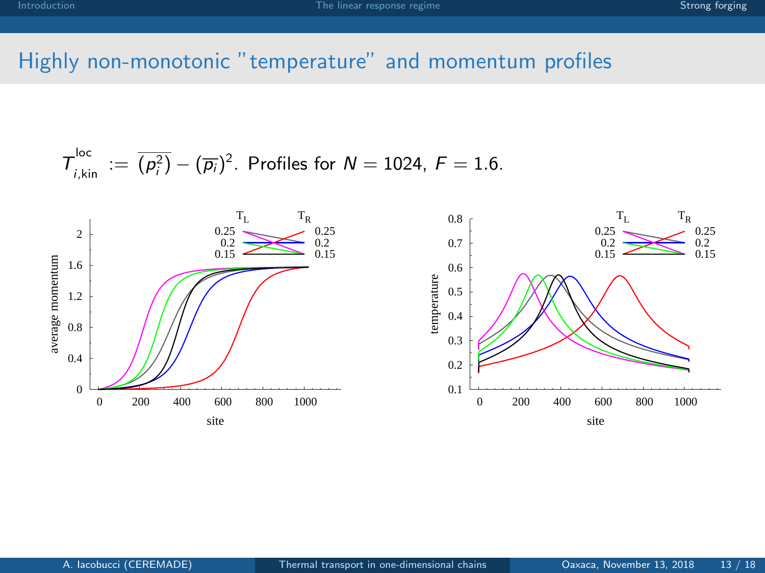# Highly non-monotonic "temperature" and momentum profiles

$T_{i,\mathrm{kin}}^{\mathrm{loc}} := \overline{(p_i^2)} - (\overline{p_i})^2$. Profiles for $N = 1024$, $F = 1.6$.

T_L
T_R
0.25
0.2
0.15
0.25
0.2
0.15
average momentum
2
1.6
1.2
0.8
0.4
0
0
200
400
600
800
1000
site

T_L
T_R
0.25
0.2
0.15
0.25
0.2
0.15
temperature
0.8
0.7
0.6
0.5
0.4
0.3
0.2
0.1
0
200
400
600
800
1000
site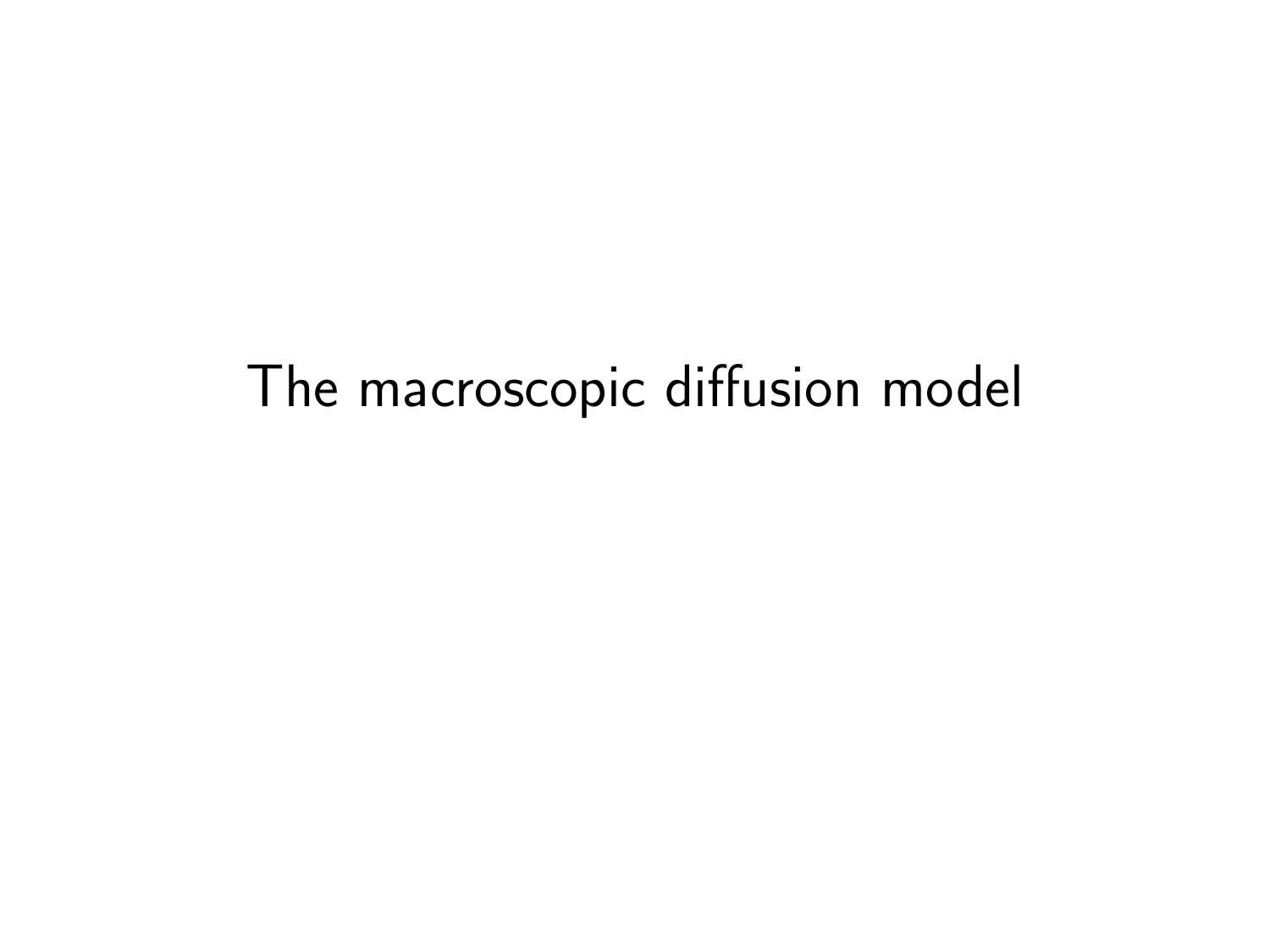# The macroscopic diffusion model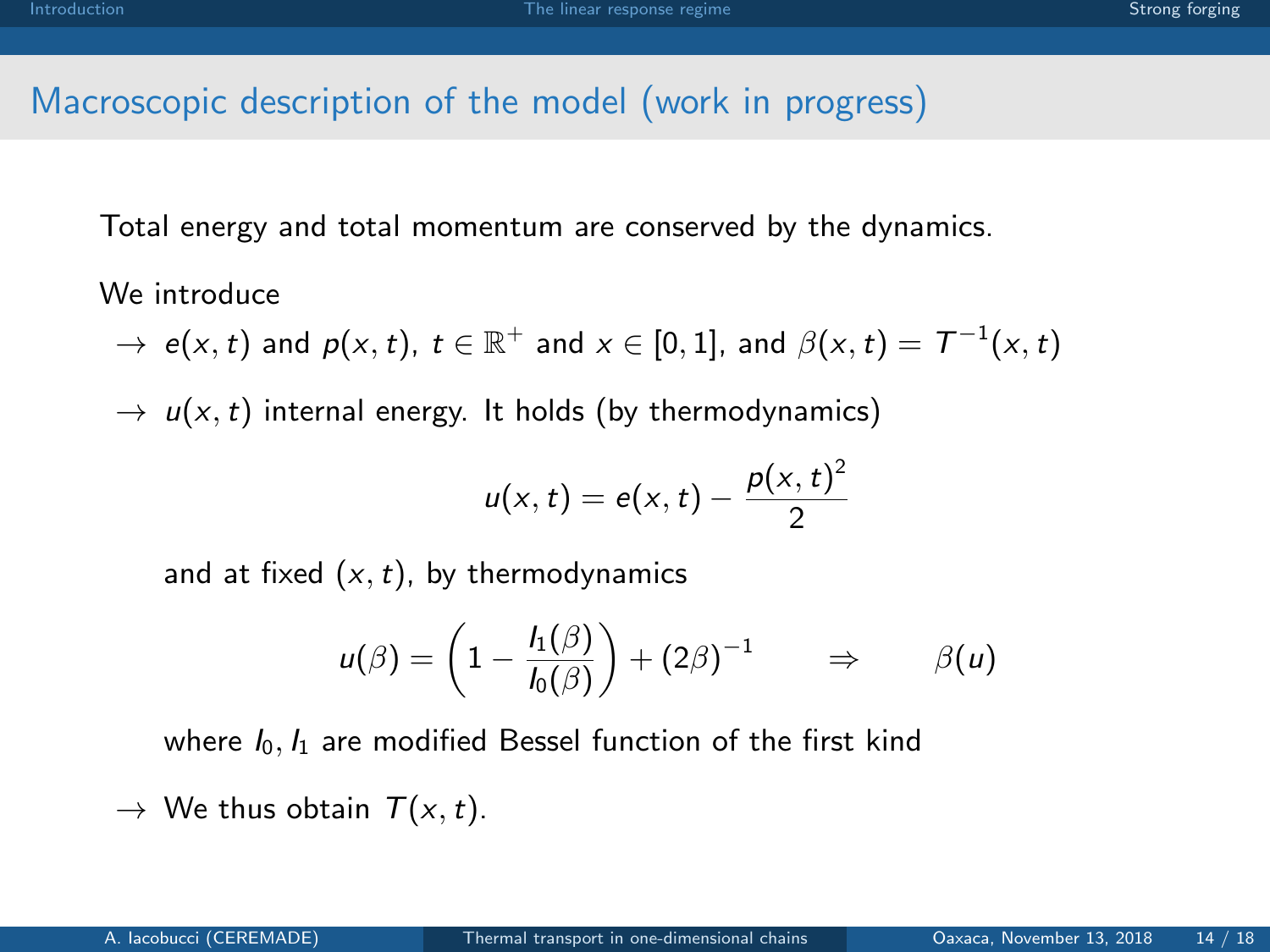## Macroscopic description of the model (work in progress)

Total energy and total momentum are conserved by the dynamics.

We introduce

- → $e(x,t)$ and $p(x,t)$, $t \in \mathbb{R}^+$ and $x \in [0,1]$, and $\beta(x,t) = T^{-1}(x,t)$
- → $u(x,t)$ internal energy. It holds (by thermodynamics)

$$u(x,t) = e(x,t) - \frac{p(x,t)^2}{2}$$

and at fixed $(x,t)$, by thermodynamics

$$u(\beta) = \left(1 - \frac{I_1(\beta)}{I_0(\beta)}\right) + (2\beta)^{-1} \qquad \Rightarrow \qquad \beta(u)$$

where $I_0, I_1$ are modified Bessel function of the first kind

- → We thus obtain $T(x,t)$.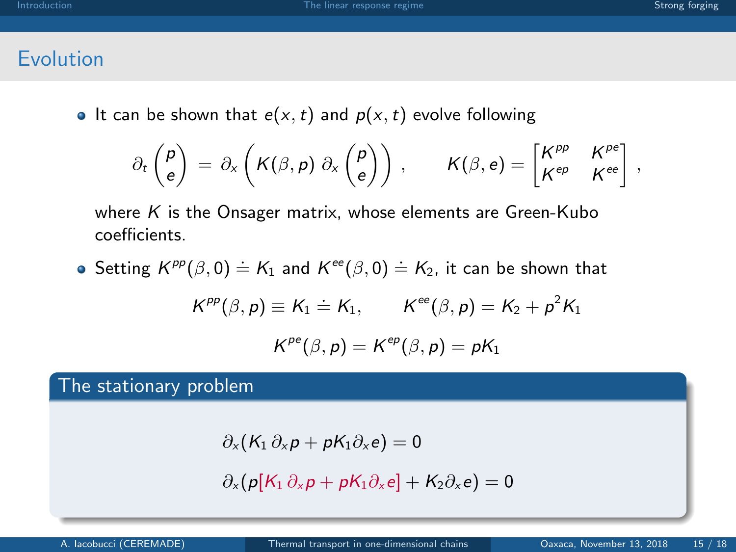# Evolution

- It can be shown that $e(x,t)$ and $p(x,t)$ evolve following

$$\partial_t \begin{pmatrix} p \\ e \end{pmatrix} = \partial_x \left( K(\beta, p)\, \partial_x \begin{pmatrix} p \\ e \end{pmatrix} \right), \qquad K(\beta, e) = \begin{bmatrix} K^{pp} & K^{pe} \\ K^{ep} & K^{ee} \end{bmatrix},$$

where $K$ is the Onsager matrix, whose elements are Green-Kubo coefficients.

- Setting $K^{pp}(\beta, 0) \doteq K_1$ and $K^{ee}(\beta, 0) \doteq K_2$, it can be shown that

$$K^{pp}(\beta, p) \equiv K_1 \doteq K_1, \qquad K^{ee}(\beta, p) = K_2 + p^2 K_1$$

$$K^{pe}(\beta, p) = K^{ep}(\beta, p) = pK_1$$

## The stationary problem

$$\partial_x (K_1\, \partial_x p + pK_1 \partial_x e) = 0$$

$$\partial_x (p[K_1\, \partial_x p + pK_1 \partial_x e] + K_2 \partial_x e) = 0$$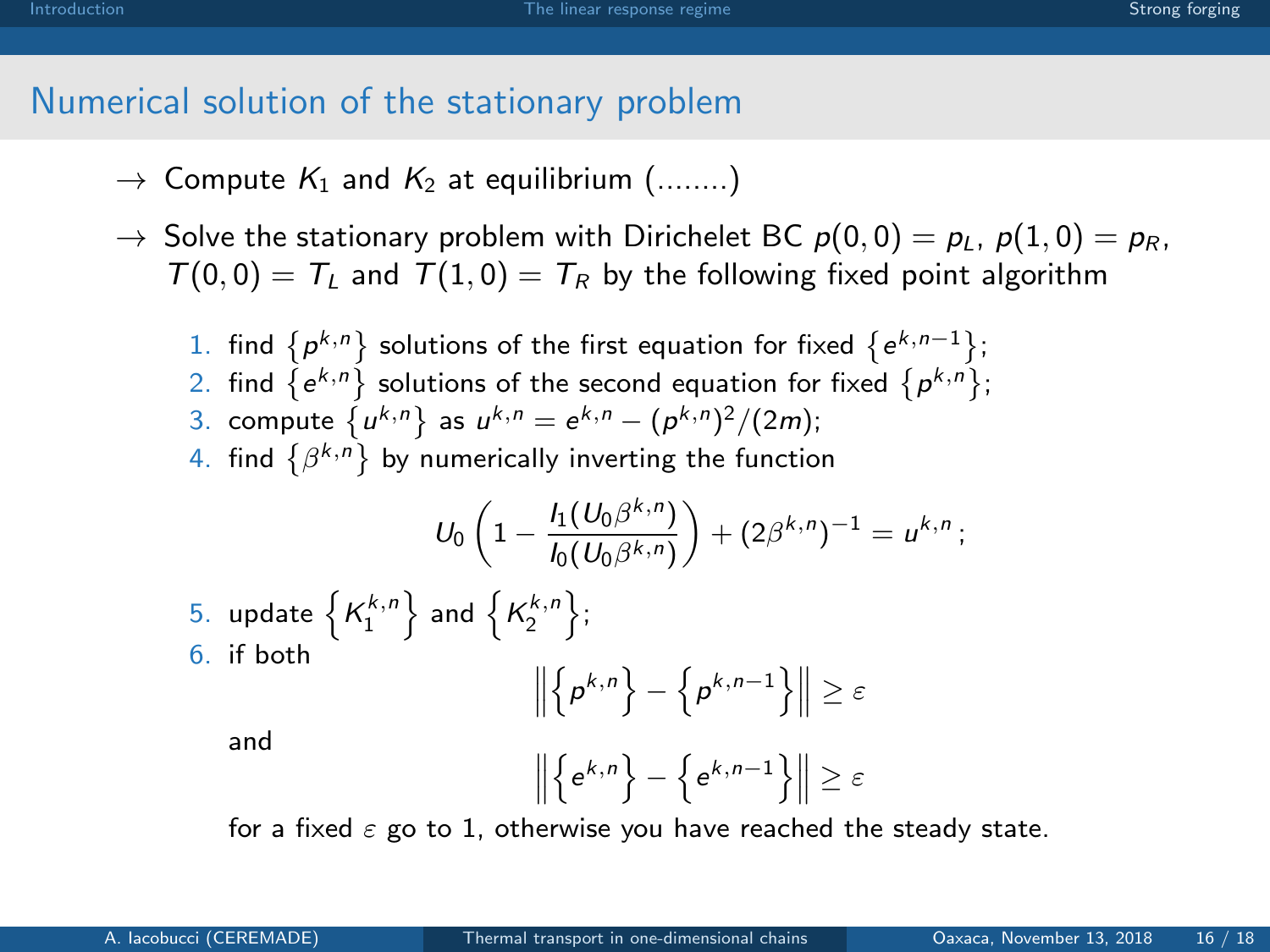## Numerical solution of the stationary problem

→ Compute $K_1$ and $K_2$ at equilibrium (........)

→ Solve the stationary problem with Dirichelet BC $p(0,0) = p_L$, $p(1,0) = p_R$, $T(0,0) = T_L$ and $T(1,0) = T_R$ by the following fixed point algorithm

1. find $\{p^{k,n}\}$ solutions of the first equation for fixed $\{e^{k,n-1}\}$;
2. find $\{e^{k,n}\}$ solutions of the second equation for fixed $\{p^{k,n}\}$;
3. compute $\{u^{k,n}\}$ as $u^{k,n} = e^{k,n} - (p^{k,n})^2/(2m)$;
4. find $\{\beta^{k,n}\}$ by numerically inverting the function

$$U_0\left(1 - \frac{I_1(U_0\beta^{k,n})}{I_0(U_0\beta^{k,n})}\right) + (2\beta^{k,n})^{-1} = u^{k,n};$$

5. update $\left\{K_1^{k,n}\right\}$ and $\left\{K_2^{k,n}\right\}$;
6. if both

$$\left\|\left\{p^{k,n}\right\} - \left\{p^{k,n-1}\right\}\right\| \geq \varepsilon$$

and

$$\left\|\left\{e^{k,n}\right\} - \left\{e^{k,n-1}\right\}\right\| \geq \varepsilon$$

for a fixed $\varepsilon$ go to 1, otherwise you have reached the steady state.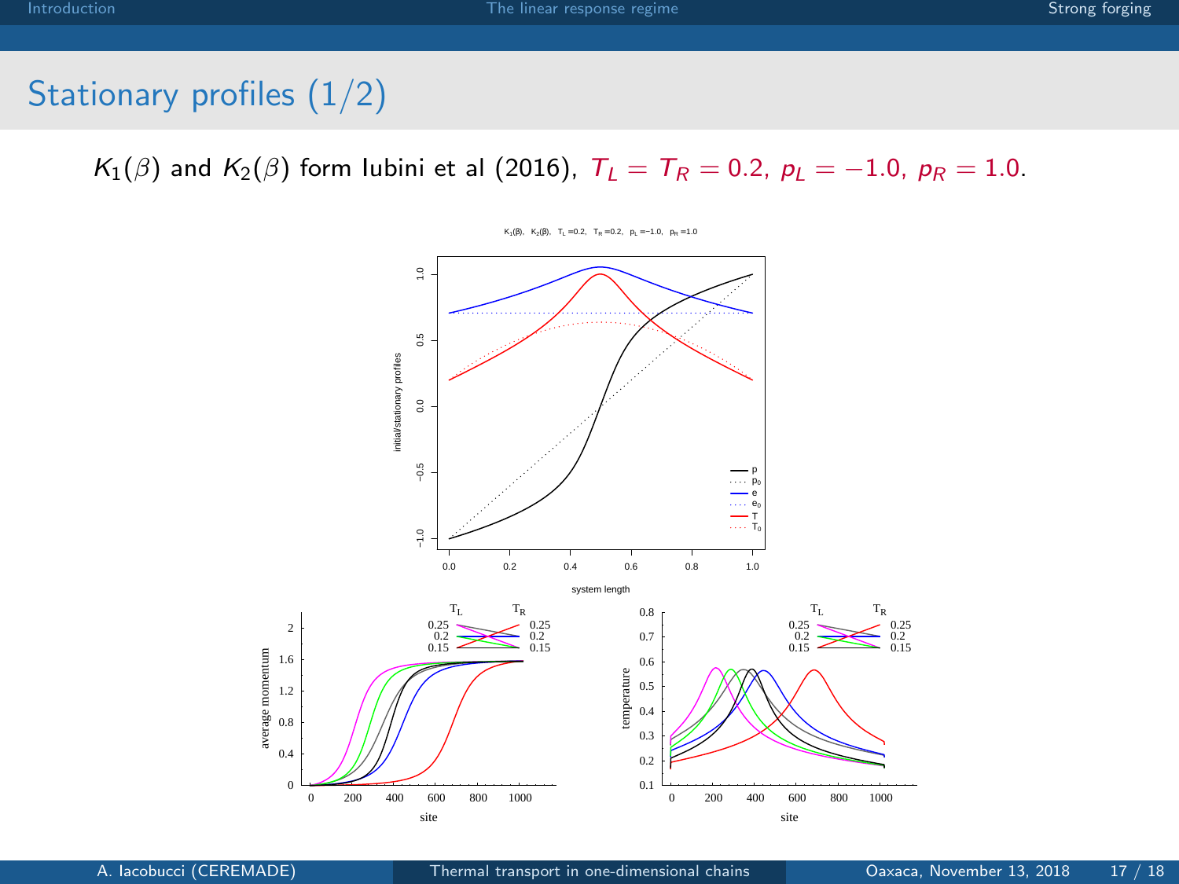## Stationary profiles (1/2)

$K_1(\beta)$ and $K_2(\beta)$ form Iubini et al (2016), $T_L = T_R = 0.2$, $p_L = -1.0$, $p_R = 1.0$.

$K_1(\beta)$, $K_2(\beta)$, $T_L = 0.2$, $T_R = 0.2$, $p_L = -1.0$, $p_R = 1.0$

initial/stationary profiles

−1.0
−0.5
0.0
0.5
1.0

0.0
0.2
0.4
0.6
0.8
1.0

system length

p
$p_0$
e
$e_0$
T
$T_0$

average momentum

0
0.4
0.8
1.2
1.6
2

0
200
400
600
800
1000

site

$T_L$
$T_R$
0.25
0.2
0.15
0.25
0.2
0.15

temperature

0.1
0.2
0.3
0.4
0.5
0.6
0.7
0.8

0
200
400
600
800
1000

site

$T_L$
$T_R$
0.25
0.2
0.15
0.25
0.2
0.15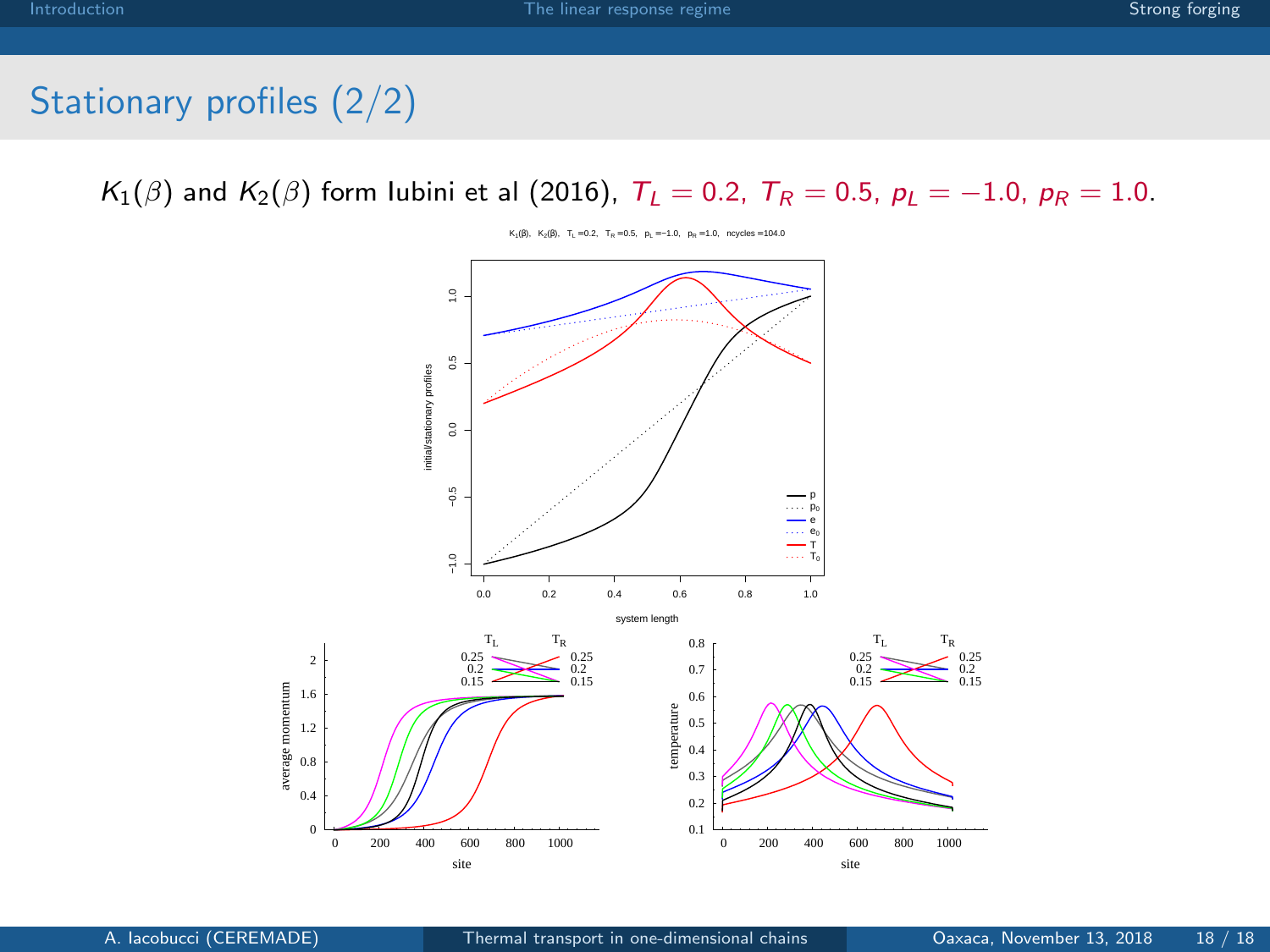# Stationary profiles (2/2)

$K_1(\beta)$ and $K_2(\beta)$ form Iubini et al (2016), $T_L = 0.2,\ T_R = 0.5,\ p_L = -1.0,\ p_R = 1.0.$

$K_1(\beta)$, $K_2(\beta)$, $T_L$ =0.2, $T_R$ =0.5, $p_L$ =−1.0, $p_R$ =1.0, ncycles =104.0

initial/stationary profiles

system length

p
$p_0$
e
$e_0$
T
$T_0$

average momentum

site

temperature

site

$T_L$ $T_R$
0.25 0.25
0.2 0.2
0.15 0.15